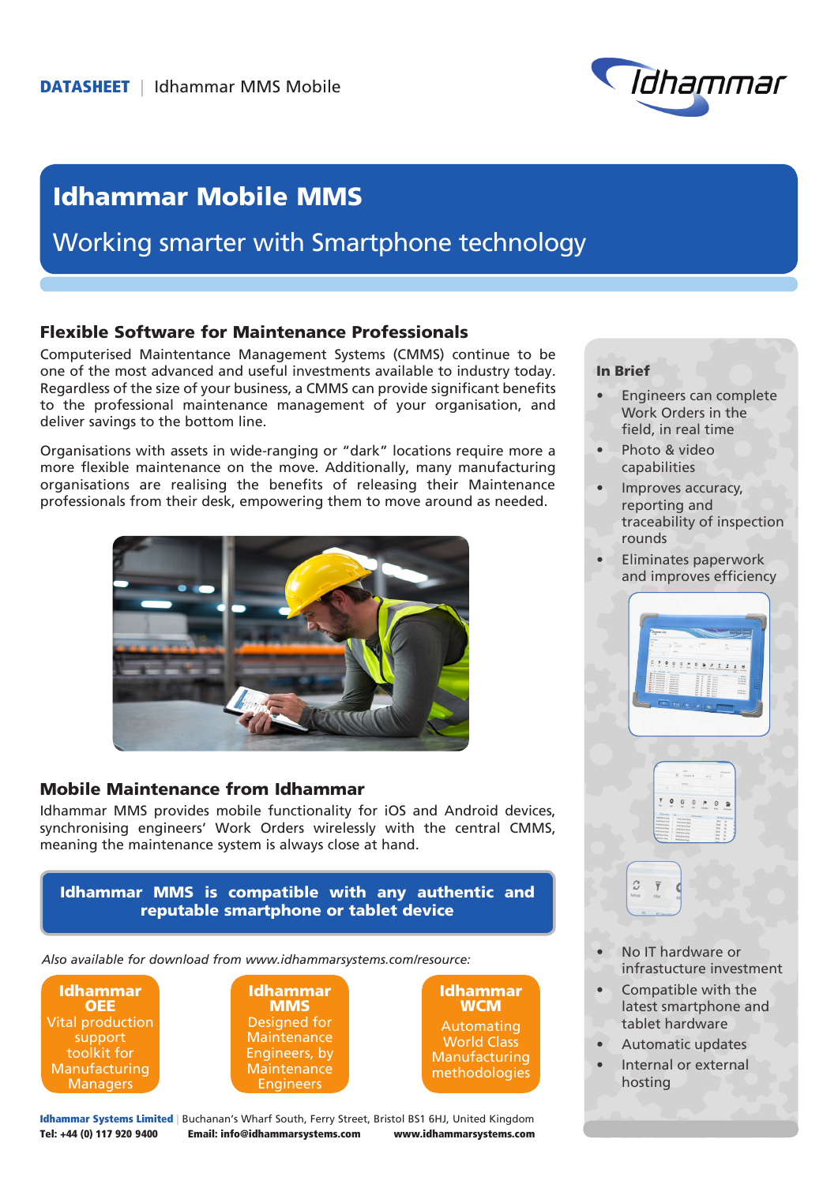DATASHEET | Idhammar MMS Mobile

# Idhammar Mobile MMS

## Working smarter with Smartphone technology

### Flexible Software for Maintenance Professionals

Computerised Maintentance Management Systems (CMMS) continue to be one of the most advanced and useful investments available to industry today. Regardless of the size of your business, a CMMS can provide significant benefits to the professional maintenance management of your organisation, and deliver savings to the bottom line.

Organisations with assets in wide-ranging or "dark" locations require more a more flexible maintenance on the move. Additionally, many manufacturing organisations are realising the benefits of releasing their Maintenance professionals from their desk, empowering them to move around as needed.

### Mobile Maintenance from Idhammar

Idhammar MMS provides mobile functionality for iOS and Android devices, synchronising engineers' Work Orders wirelessly with the central CMMS, meaning the maintenance system is always close at hand.

**Idhammar MMS is compatible with any authentic and reputable smartphone or tablet device**

*Also available for download from www.idhammarsystems.com/resource:*

**Idhammar OEE**
Vital production support toolkit for Manufacturing Managers

**Idhammar MMS**
Designed for Maintenance Engineers, by Maintenance Engineers

**Idhammar WCM**
Automating World Class Manufacturing methodologies

### In Brief

- Engineers can complete Work Orders in the field, in real time
- Photo & video capabilities
- Improves accuracy, reporting and traceability of inspection rounds
- Eliminates paperwork and improves efficiency
- No IT hardware or infrastucture investment
- Compatible with the latest smartphone and tablet hardware
- Automatic updates
- Internal or external hosting

**Idhammar Systems Limited** | Buchanan's Wharf South, Ferry Street, Bristol BS1 6HJ, United Kingdom
**Tel: +44 (0) 117 920 9400** **Email: info@idhammarsystems.com** **www.idhammarsystems.com**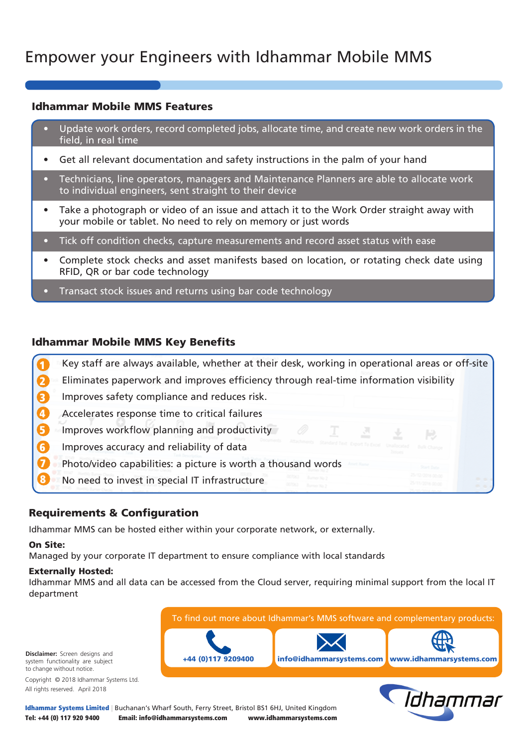# Empower your Engineers with Idhammar Mobile MMS

## Idhammar Mobile MMS Features

- Update work orders, record completed jobs, allocate time, and create new work orders in the field, in real time
- Get all relevant documentation and safety instructions in the palm of your hand
- Technicians, line operators, managers and Maintenance Planners are able to allocate work to individual engineers, sent straight to their device
- Take a photograph or video of an issue and attach it to the Work Order straight away with your mobile or tablet. No need to rely on memory or just words
- Tick off condition checks, capture measurements and record asset status with ease
- Complete stock checks and asset manifests based on location, or rotating check date using RFID, QR or bar code technology
- Transact stock issues and returns using bar code technology

## Idhammar Mobile MMS Key Benefits

1. Key staff are always available, whether at their desk, working in operational areas or off-site
2. Eliminates paperwork and improves efficiency through real-time information visibility
3. Improves safety compliance and reduces risk.
4. Accelerates response time to critical failures
5. Improves workflow planning and productivity
6. Improves accuracy and reliability of data
7. Photo/video capabilities: a picture is worth a thousand words
8. No need to invest in special IT infrastructure

## Requirements & Configuration

Idhammar MMS can be hosted either within your corporate network, or externally.

**On Site:**
Managed by your corporate IT department to ensure compliance with local standards

**Externally Hosted:**
Idhammar MMS and all data can be accessed from the Cloud server, requiring minimal support from the local IT department

To find out more about Idhammar's MMS software and complementary products:

+44 (0)117 9209400 | info@idhammarsystems.com | www.idhammarsystems.com

**Disclaimer:** Screen designs and system functionality are subject to change without notice.

Copyright © 2018 Idhammar Systems Ltd.
All rights reserved. April 2018

Idhammar

**Idhammar Systems Limited** | Buchanan's Wharf South, Ferry Street, Bristol BS1 6HJ, United Kingdom
**Tel: +44 (0) 117 920 9400** **Email: info@idhammarsystems.com** **www.idhammarsystems.com**